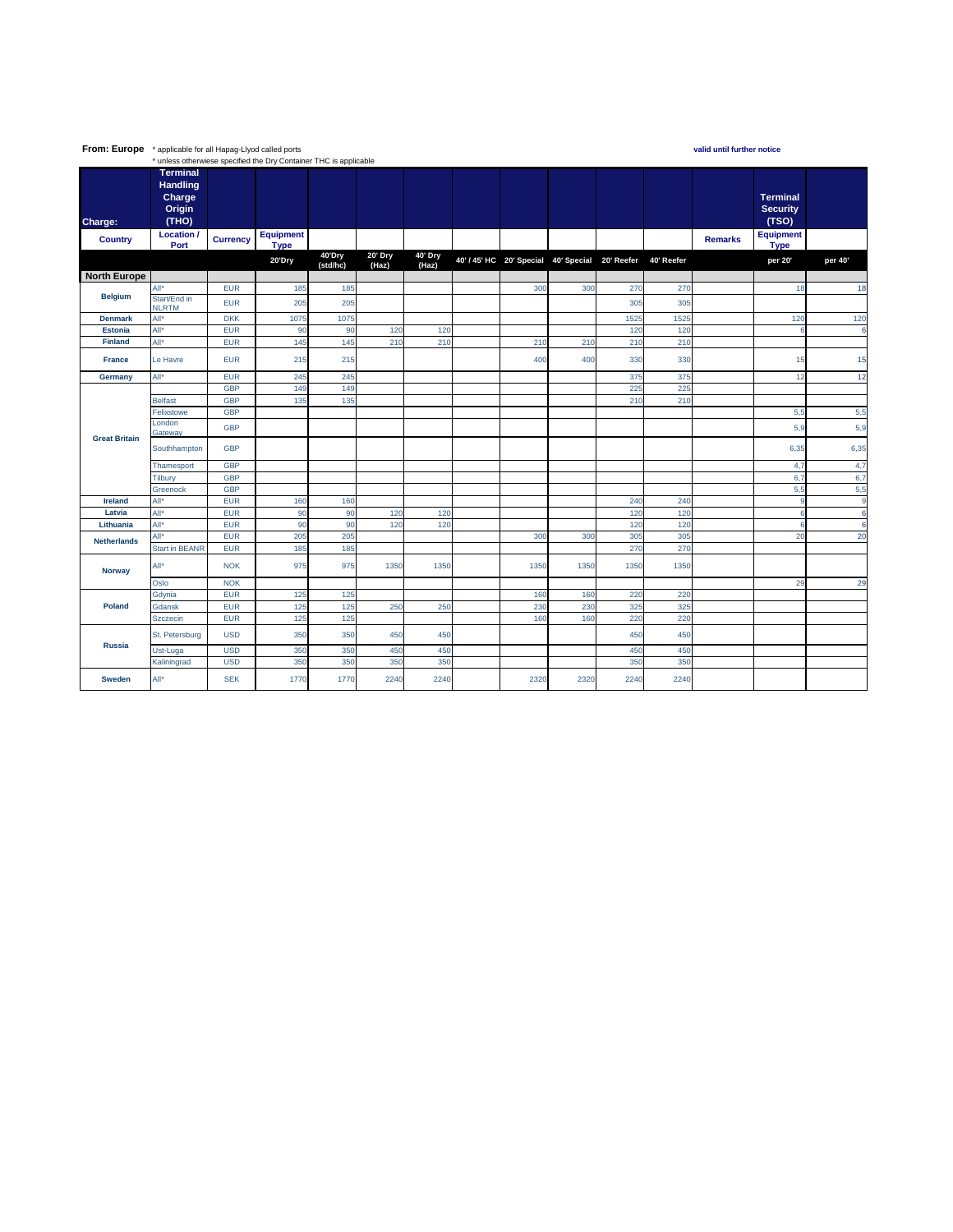**From: Europe** \* applicable for all Hapag-Llyod called ports
\* unless otherwise specified the Dry Container THC is applicable

valid until further notice

| Charge: | Terminal Handling Charge Origin (THO) | | | | | | | | | | | | | Terminal Security (TSO) | |
|---|---|---|---|---|---|---|---|---|---|---|---|---|---|---|---|
| Country | Location / Port | Currency | Equipment Type | | | | | | | | | | Remarks | Equipment Type | |
| | | | 20'Dry | 40'Dry (std/hc) | 20' Dry (Haz) | 40' Dry (Haz) | 40' / 45' HC | 20' Special | 40' Special | 20' Reefer | 40' Reefer | | | per 20' | per 40' |
| **North Europe** | | | | | | | | | | | | | | | |
| Belgium | All* | EUR | 185 | 185 | | | | 300 | 300 | 270 | 270 | | | 18 | 18 |
| | Start/End in NLRTM | EUR | 205 | 205 | | | | | | 305 | 305 | | | | |
| Denmark | All* | DKK | 1075 | 1075 | | | | | | 1525 | 1525 | | | 120 | 120 |
| Estonia | All* | EUR | 90 | 90 | 120 | 120 | | | | 120 | 120 | | | 6 | 6 |
| Finland | All* | EUR | 145 | 145 | 210 | 210 | | 210 | 210 | 210 | 210 | | | | |
| France | Le Havre | EUR | 215 | 215 | | | | 400 | 400 | 330 | 330 | | | 15 | 15 |
| Germany | All* | EUR | 245 | 245 | | | | | | 375 | 375 | | | 12 | 12 |
| Great Britain | | GBP | 149 | 149 | | | | | | 225 | 225 | | | | |
| | Belfast | GBP | 135 | 135 | | | | | | 210 | 210 | | | | |
| | Felixstowe | GBP | | | | | | | | | | | | 5,5 | 5,5 |
| | London Gateway | GBP | | | | | | | | | | | | 5,9 | 5,9 |
| | Southhampton | GBP | | | | | | | | | | | | 6,35 | 6,35 |
| | Thamesport | GBP | | | | | | | | | | | | 4,7 | 4,7 |
| | Tilbury | GBP | | | | | | | | | | | | 6,7 | 6,7 |
| | Greenock | GBP | | | | | | | | | | | | 5,5 | 5,5 |
| Ireland | All* | EUR | 160 | 160 | | | | | | 240 | 240 | | | 9 | 9 |
| Latvia | All* | EUR | 90 | 90 | 120 | 120 | | | | 120 | 120 | | | 6 | 6 |
| Lithuania | All* | EUR | 90 | 90 | 120 | 120 | | | | 120 | 120 | | | 6 | 6 |
| Netherlands | All* | EUR | 205 | 205 | | | | 300 | 300 | 305 | 305 | | | 20 | 20 |
| | Start in BEANR | EUR | 185 | 185 | | | | | | 270 | 270 | | | | |
| Norway | All* | NOK | 975 | 975 | 1350 | 1350 | | 1350 | 1350 | 1350 | 1350 | | | | |
| | Oslo | NOK | | | | | | | | | | | | 29 | 29 |
| Poland | Gdynia | EUR | 125 | 125 | | | | 160 | 160 | 220 | 220 | | | | |
| | Gdansk | EUR | 125 | 125 | 250 | 250 | | 230 | 230 | 325 | 325 | | | | |
| | Szczecin | EUR | 125 | 125 | | | | 160 | 160 | 220 | 220 | | | | |
| Russia | St. Petersburg | USD | 350 | 350 | 450 | 450 | | | | 450 | 450 | | | | |
| | Ust-Luga | USD | 350 | 350 | 450 | 450 | | | | 450 | 450 | | | | |
| | Kaliningrad | USD | 350 | 350 | 350 | 350 | | | | 350 | 350 | | | | |
| Sweden | All* | SEK | 1770 | 1770 | 2240 | 2240 | | 2320 | 2320 | 2240 | 2240 | | | | |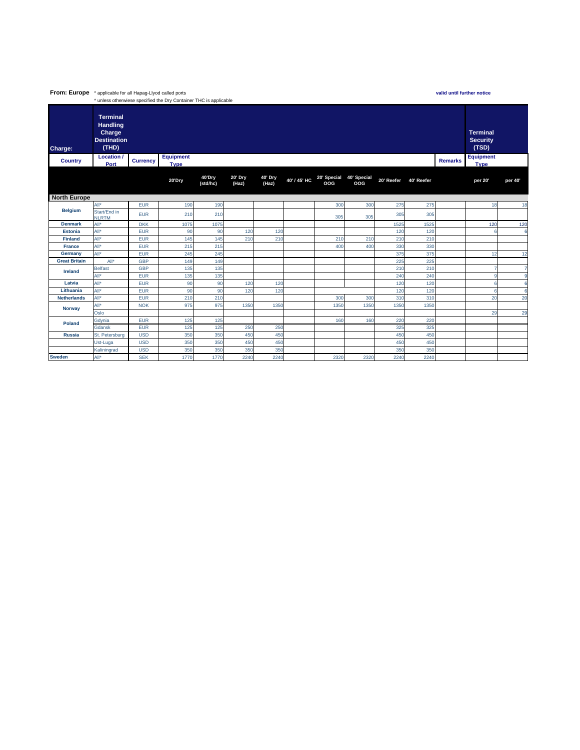**From: Europe** * applicable for all Hapag-Llyod called ports
* unless otherwiese specified the Dry Container THC is applicable

**valid until further notice**

| Charge: | Terminal Handling Charge Destination (THD) | | | | | | | | | | | | Terminal Security (TSD) | |
|---|---|---|---|---|---|---|---|---|---|---|---|---|---|---|
| Country | Location / Port | Currency | Equipment Type | | | | | | | | | Remarks | Equipment Type | |
| | | | 20'Dry | 40'Dry (std/hc) | 20' Dry (Haz) | 40' Dry (Haz) | 40' / 45' HC | 20' Special OOG | 40' Special OOG | 20' Reefer | 40' Reefer | | per 20' | per 40' |
| **North Europe** | | | | | | | | | | | | | | |
| Belgium | All* | EUR | 190 | 190 | | | | 300 | 300 | 275 | 275 | | 18 | 18 |
| | Start/End in NLRTM | EUR | 210 | 210 | | | | 305 | 305 | 305 | 305 | | | |
| Denmark | All* | DKK | 1075 | 1075 | | | | | | 1525 | 1525 | | 120 | 120 |
| Estonia | All* | EUR | 90 | 90 | 120 | 120 | | | | 120 | 120 | | 6 | 6 |
| Finland | All* | EUR | 145 | 145 | 210 | 210 | | 210 | 210 | 210 | 210 | | | |
| France | All* | EUR | 215 | 215 | | | | 400 | 400 | 330 | 330 | | | |
| Germany | All* | EUR | 245 | 245 | | | | | | 375 | 375 | | 12 | 12 |
| Great Britain | All* | GBP | 149 | 149 | | | | | | 225 | 225 | | | |
| Ireland | Belfast | GBP | 135 | 135 | | | | | | 210 | 210 | | 7 | 7 |
| | All* | EUR | 135 | 135 | | | | | | 240 | 240 | | 9 | 9 |
| Latvia | All* | EUR | 90 | 90 | 120 | 120 | | | | 120 | 120 | | 6 | 6 |
| Lithuania | All* | EUR | 90 | 90 | 120 | 120 | | | | 120 | 120 | | 6 | 6 |
| Netherlands | All* | EUR | 210 | 210 | | | | 300 | 300 | 310 | 310 | | 20 | 20 |
| Norway | All* | NOK | 975 | 975 | 1350 | 1350 | | 1350 | 1350 | 1350 | 1350 | | | |
| | Oslo | | | | | | | | | | | | 29 | 29 |
| Poland | Gdynia | EUR | 125 | 125 | | | | 160 | 160 | 220 | 220 | | | |
| | Gdansk | EUR | 125 | 125 | 250 | 250 | | | | 325 | 325 | | | |
| Russia | St. Petersburg | USD | 350 | 350 | 450 | 450 | | | | 450 | 450 | | | |
| | Ust-Luga | USD | 350 | 350 | 450 | 450 | | | | 450 | 450 | | | |
| | Kaliningrad | USD | 350 | 350 | 350 | 350 | | | | 350 | 350 | | | |
| Sweden | All* | SEK | 1770 | 1770 | 2240 | 2240 | | 2320 | 2320 | 2240 | 2240 | | | |